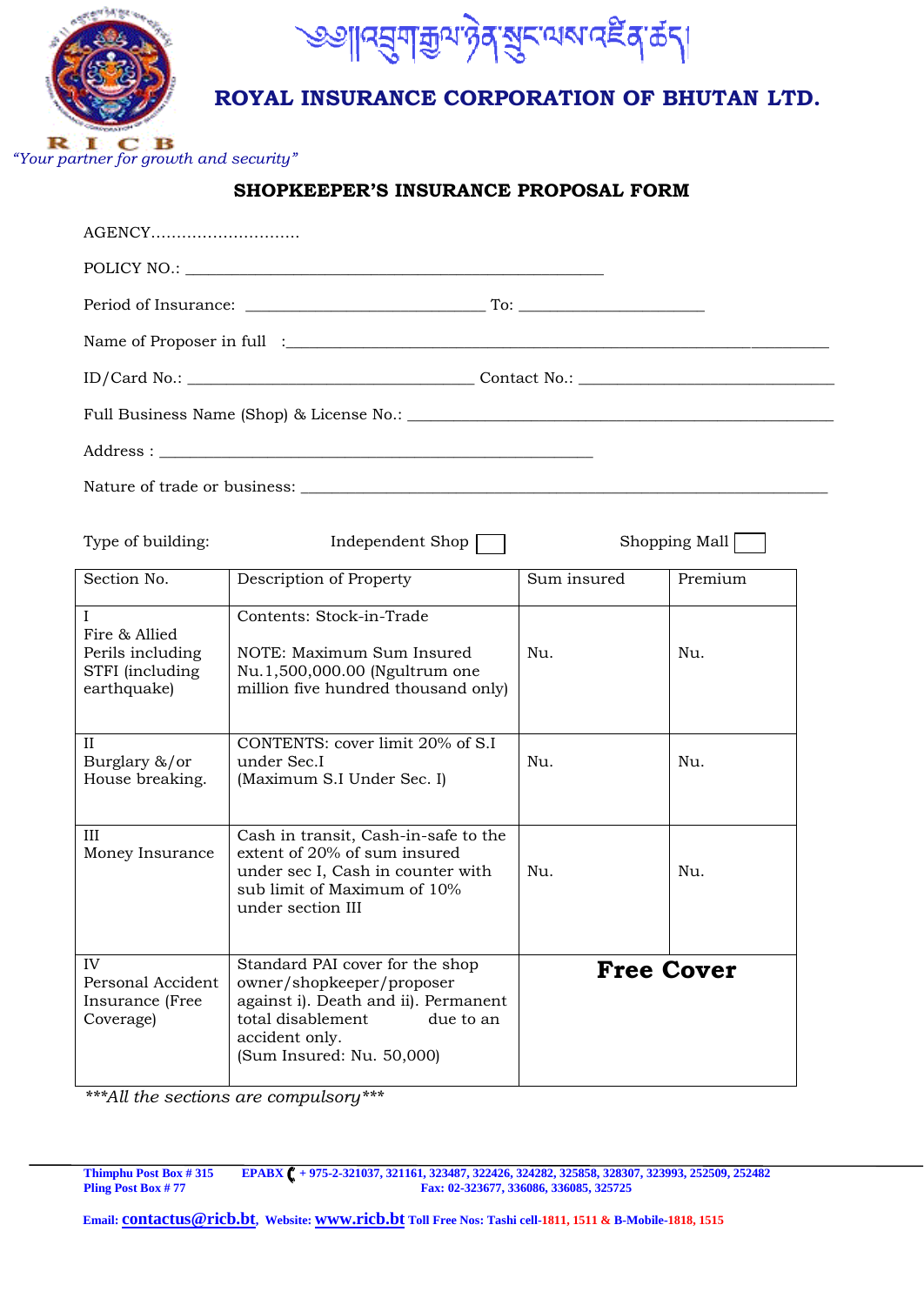ཨོ། འབྲུག་རྒྱལ་ཉེན་སྲུང་ལས་འཛིན་ཚད།

## ROYAL INSURANCE CORPORATION OF BHUTAN LTD.

R I C B

*"Your partner for growth and security"*

### SHOPKEEPER'S INSURANCE PROPOSAL FORM

AGENCY............................

POLICY NO.: ____________________________________________

Period of Insurance: ___________________________ To: ____________________

Name of Proposer in full :____________________________________________________________

ID/Card No.: ________________________________ Contact No.: ____________________________

Full Business Name (Shop) & License No.: ______________________________________________

Address : _______________________________________________

Nature of trade or business: ____________________________________________________________

Type of building: Independent Shop ☐ Shopping Mall ☐

| Section No. | Description of Property | Sum insured | Premium |
|---|---|---|---|
| I<br>Fire & Allied Perils including STFI (including earthquake) | Contents: Stock-in-Trade<br><br>NOTE: Maximum Sum Insured Nu.1,500,000.00 (Ngultrum one million five hundred thousand only) | Nu. | Nu. |
| II<br>Burglary &/or House breaking. | CONTENTS: cover limit 20% of S.I under Sec.I<br>(Maximum S.I Under Sec. I) | Nu. | Nu. |
| III<br>Money Insurance | Cash in transit, Cash-in-safe to the extent of 20% of sum insured under sec I, Cash in counter with sub limit of Maximum of 10% under section III | Nu. | Nu. |
| IV<br>Personal Accident Insurance (Free Coverage) | Standard PAI cover for the shop owner/shopkeeper/proposer against i). Death and ii). Permanent total disablement due to an accident only.<br>(Sum Insured: Nu. 50,000) | **Free Cover** | |

****All the sections are compulsory****

**Thimphu Post Box # 315** **EPABX** + 975-2-321037, 321161, 323487, 322426, 324282, 325858, 328307, 323993, 252509, 252482
**Pling Post Box # 77** **Fax: 02-323677, 336086, 336085, 325725**

**Email: contactus@ricb.bt, Website: www.ricb.bt Toll Free Nos: Tashi cell-1811, 1511 & B-Mobile-1818, 1515**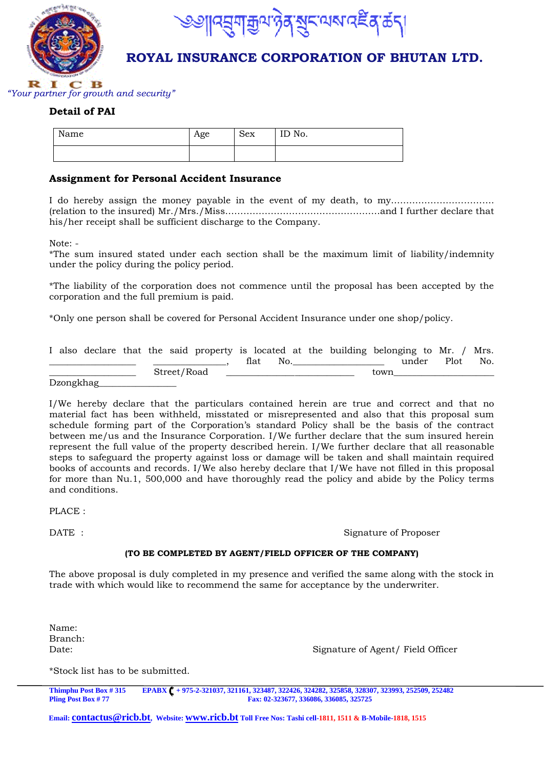ROYAL INSURANCE CORPORATION OF BHUTAN LTD.

*"Your partner for growth and security"*

### Detail of PAI

| Name | Age | Sex | ID No. |
|---|---|---|---|
| | | | |

### Assignment for Personal Accident Insurance

I do hereby assign the money payable in the event of my death, to my.................................. (relation to the insured) Mr./Mrs./Miss..................................................and I further declare that his/her receipt shall be sufficient discharge to the Company.

Note: -

*The sum insured stated under each section shall be the maximum limit of liability/indemnity under the policy during the policy period.

*The liability of the corporation does not commence until the proposal has been accepted by the corporation and the full premium is paid.

*Only one person shall be covered for Personal Accident Insurance under one shop/policy.

I also declare that the said property is located at the building belonging to Mr. / Mrs. _________________ _______________, flat No.___________________ under Plot No. _________________ Street/Road __________________________ town_____________________ Dzongkhag________________

I/We hereby declare that the particulars contained herein are true and correct and that no material fact has been withheld, misstated or misrepresented and also that this proposal sum schedule forming part of the Corporation's standard Policy shall be the basis of the contract between me/us and the Insurance Corporation. I/We further declare that the sum insured herein represent the full value of the property described herein. I/We further declare that all reasonable steps to safeguard the property against loss or damage will be taken and shall maintain required books of accounts and records. I/We also hereby declare that I/We have not filled in this proposal for more than Nu.1, 500,000 and have thoroughly read the policy and abide by the Policy terms and conditions.

PLACE :

DATE : Signature of Proposer

**(TO BE COMPLETED BY AGENT/FIELD OFFICER OF THE COMPANY)**

The above proposal is duly completed in my presence and verified the same along with the stock in trade with which would like to recommend the same for acceptance by the underwriter.

Name:
Branch:
Date: Signature of Agent/ Field Officer

*Stock list has to be submitted.

**Thimphu Post Box # 315 EPABX + 975-2-321037, 321161, 323487, 322426, 324282, 325858, 328307, 323993, 252509, 252482**
**Pling Post Box # 77 Fax: 02-323677, 336086, 336085, 325725**

**Email: contactus@ricb.bt, Website: www.ricb.bt Toll Free Nos: Tashi cell-1811, 1511 & B-Mobile-1818, 1515**